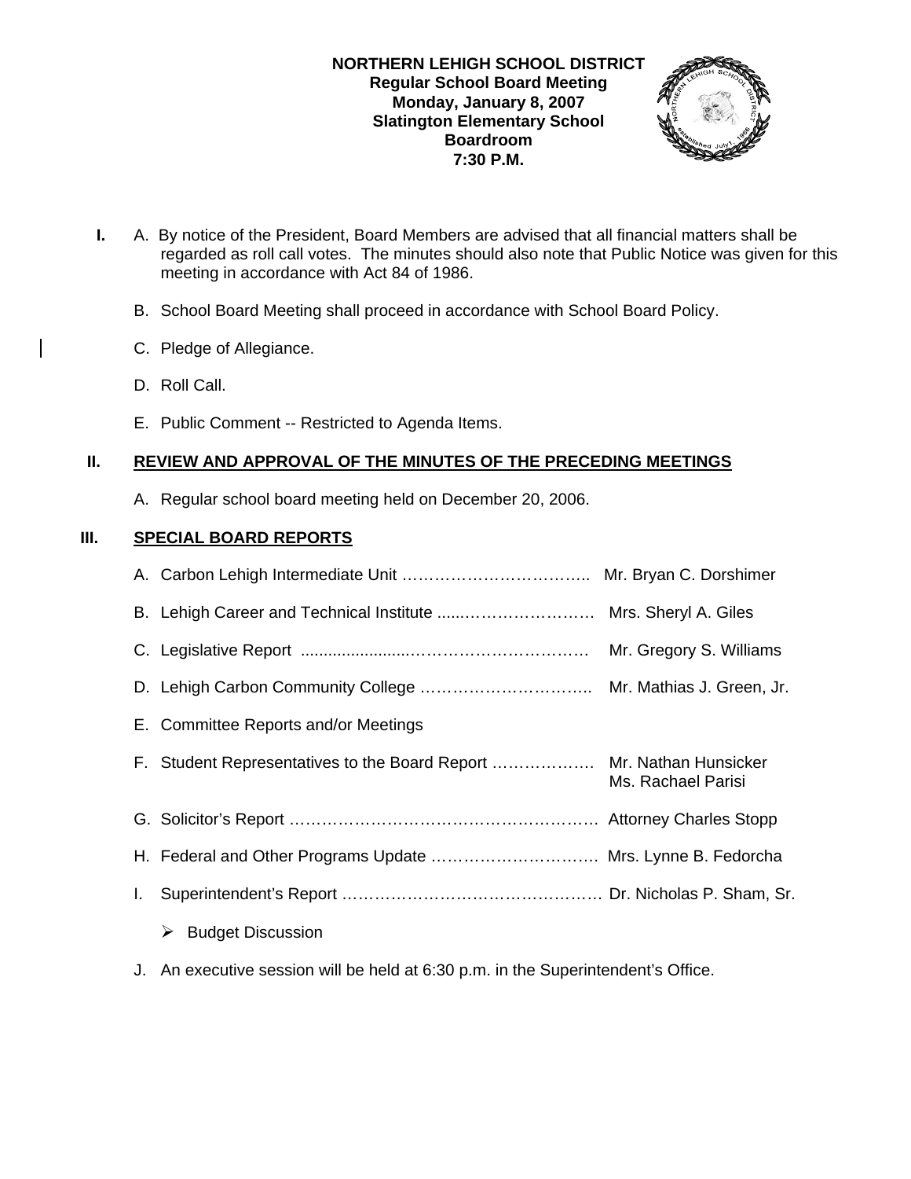**NORTHERN LEHIGH SCHOOL DISTRICT**
**Regular School Board Meeting**
**Monday, January 8, 2007**
**Slatington Elementary School**
**Boardroom**
**7:30 P.M.**

**I.** A. By notice of the President, Board Members are advised that all financial matters shall be regarded as roll call votes. The minutes should also note that Public Notice was given for this meeting in accordance with Act 84 of 1986.

B. School Board Meeting shall proceed in accordance with School Board Policy.

C. Pledge of Allegiance.

D. Roll Call.

E. Public Comment -- Restricted to Agenda Items.

## II. REVIEW AND APPROVAL OF THE MINUTES OF THE PRECEDING MEETINGS

A. Regular school board meeting held on December 20, 2006.

## III. SPECIAL BOARD REPORTS

A. Carbon Lehigh Intermediate Unit …………………………….. Mr. Bryan C. Dorshimer

B. Lehigh Career and Technical Institute .....…………………… Mrs. Sheryl A. Giles

C. Legislative Report ........................…………………………. Mr. Gregory S. Williams

D. Lehigh Carbon Community College ………………………….. Mr. Mathias J. Green, Jr.

E. Committee Reports and/or Meetings

F. Student Representatives to the Board Report ………………. Mr. Nathan Hunsicker
Ms. Rachael Parisi

G. Solicitor's Report …………………………………………………. Attorney Charles Stopp

H. Federal and Other Programs Update …………………………. Mrs. Lynne B. Fedorcha

I. Superintendent's Report …………………………………………. Dr. Nicholas P. Sham, Sr.

- Budget Discussion

J. An executive session will be held at 6:30 p.m. in the Superintendent's Office.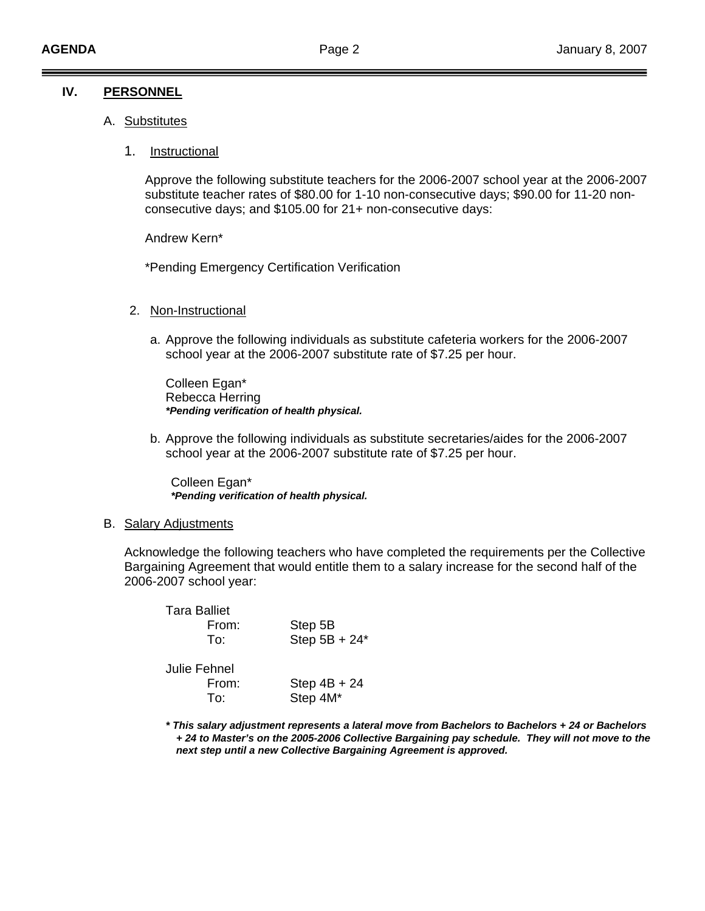## IV. PERSONNEL

### A. Substitutes

#### 1. Instructional

Approve the following substitute teachers for the 2006-2007 school year at the 2006-2007 substitute teacher rates of $80.00 for 1-10 non-consecutive days; $90.00 for 11-20 non-consecutive days; and $105.00 for 21+ non-consecutive days:

Andrew Kern*

*Pending Emergency Certification Verification

#### 2. Non-Instructional

a. Approve the following individuals as substitute cafeteria workers for the 2006-2007 school year at the 2006-2007 substitute rate of $7.25 per hour.

Colleen Egan*
Rebecca Herring
***Pending verification of health physical.***

b. Approve the following individuals as substitute secretaries/aides for the 2006-2007 school year at the 2006-2007 substitute rate of $7.25 per hour.

Colleen Egan*
***Pending verification of health physical.***

### B. Salary Adjustments

Acknowledge the following teachers who have completed the requirements per the Collective Bargaining Agreement that would entitle them to a salary increase for the second half of the 2006-2007 school year:

Tara Balliet
From: Step 5B
To: Step 5B + 24*

Julie Fehnel
From: Step 4B + 24
To: Step 4M*

***\* This salary adjustment represents a lateral move from Bachelors to Bachelors + 24 or Bachelors + 24 to Master's on the 2005-2006 Collective Bargaining pay schedule. They will not move to the next step until a new Collective Bargaining Agreement is approved.***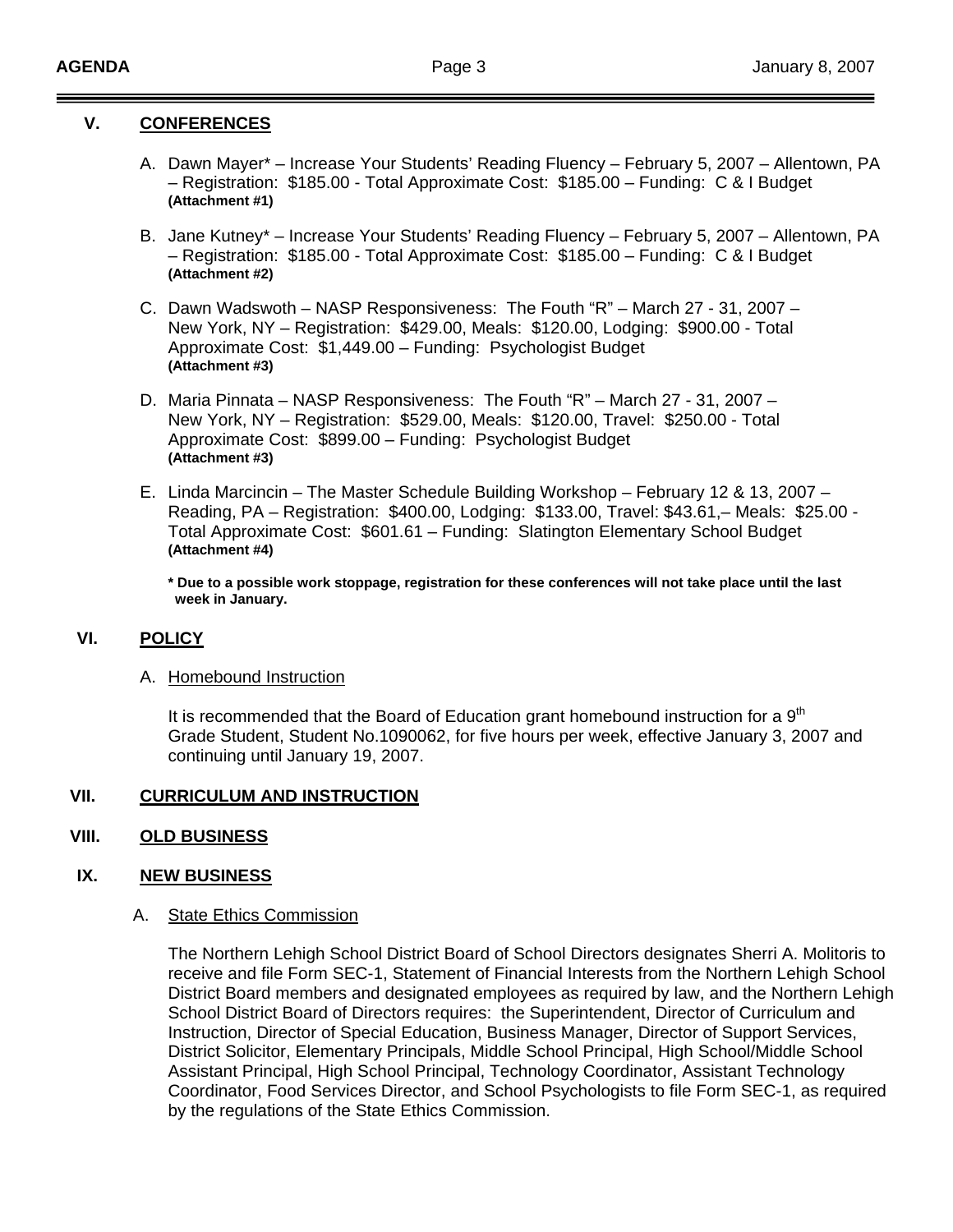## V. CONFERENCES

A. Dawn Mayer* – Increase Your Students' Reading Fluency – February 5, 2007 – Allentown, PA – Registration: \$185.00 - Total Approximate Cost: \$185.00 – Funding: C & I Budget **(Attachment #1)**

B. Jane Kutney* – Increase Your Students' Reading Fluency – February 5, 2007 – Allentown, PA – Registration: \$185.00 - Total Approximate Cost: \$185.00 – Funding: C & I Budget **(Attachment #2)**

C. Dawn Wadswoth – NASP Responsiveness: The Fouth "R" – March 27 - 31, 2007 – New York, NY – Registration: \$429.00, Meals: \$120.00, Lodging: \$900.00 - Total Approximate Cost: \$1,449.00 – Funding: Psychologist Budget **(Attachment #3)**

D. Maria Pinnata – NASP Responsiveness: The Fouth "R" – March 27 - 31, 2007 – New York, NY – Registration: \$529.00, Meals: \$120.00, Travel: \$250.00 - Total Approximate Cost: \$899.00 – Funding: Psychologist Budget **(Attachment #3)**

E. Linda Marcincin – The Master Schedule Building Workshop – February 12 & 13, 2007 – Reading, PA – Registration: \$400.00, Lodging: \$133.00, Travel: \$43.61,– Meals: \$25.00 - Total Approximate Cost: \$601.61 – Funding: Slatington Elementary School Budget **(Attachment #4)**

**\* Due to a possible work stoppage, registration for these conferences will not take place until the last week in January.**

## VI. POLICY

A. Homebound Instruction

It is recommended that the Board of Education grant homebound instruction for a 9th Grade Student, Student No.1090062, for five hours per week, effective January 3, 2007 and continuing until January 19, 2007.

## VII. CURRICULUM AND INSTRUCTION

## VIII. OLD BUSINESS

## IX. NEW BUSINESS

A. State Ethics Commission

The Northern Lehigh School District Board of School Directors designates Sherri A. Molitoris to receive and file Form SEC-1, Statement of Financial Interests from the Northern Lehigh School District Board members and designated employees as required by law, and the Northern Lehigh School District Board of Directors requires: the Superintendent, Director of Curriculum and Instruction, Director of Special Education, Business Manager, Director of Support Services, District Solicitor, Elementary Principals, Middle School Principal, High School/Middle School Assistant Principal, High School Principal, Technology Coordinator, Assistant Technology Coordinator, Food Services Director, and School Psychologists to file Form SEC-1, as required by the regulations of the State Ethics Commission.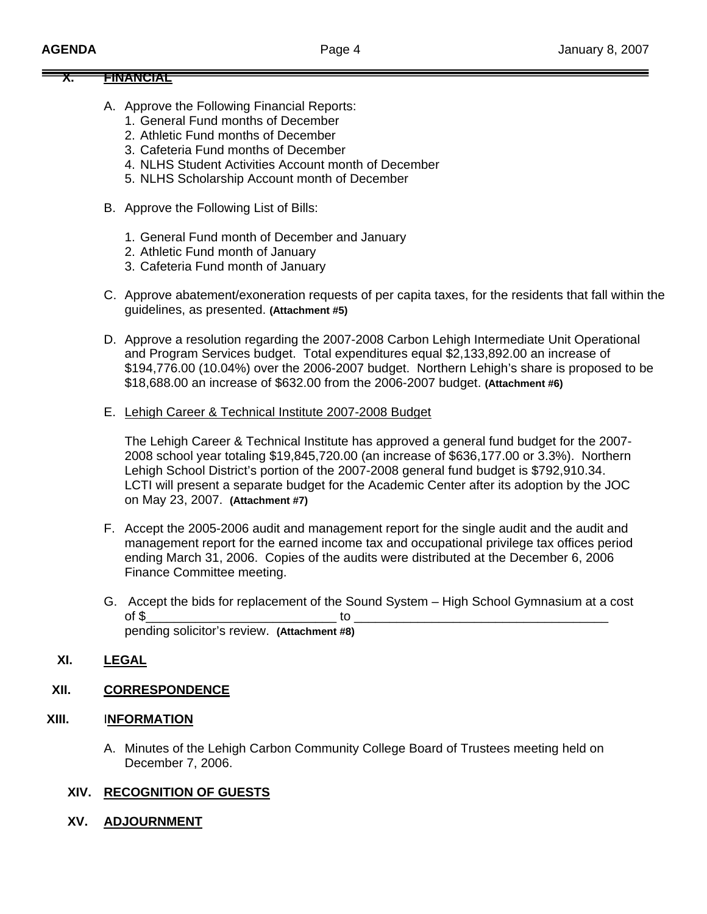## X. FINANCIAL

A. Approve the Following Financial Reports:
   1. General Fund months of December
   2. Athletic Fund months of December
   3. Cafeteria Fund months of December
   4. NLHS Student Activities Account month of December
   5. NLHS Scholarship Account month of December

B. Approve the Following List of Bills:

   1. General Fund month of December and January
   2. Athletic Fund month of January
   3. Cafeteria Fund month of January

C. Approve abatement/exoneration requests of per capita taxes, for the residents that fall within the guidelines, as presented. **(Attachment #5)**

D. Approve a resolution regarding the 2007-2008 Carbon Lehigh Intermediate Unit Operational and Program Services budget. Total expenditures equal $2,133,892.00 an increase of $194,776.00 (10.04%) over the 2006-2007 budget. Northern Lehigh's share is proposed to be $18,688.00 an increase of $632.00 from the 2006-2007 budget. **(Attachment #6)**

E. Lehigh Career & Technical Institute 2007-2008 Budget

   The Lehigh Career & Technical Institute has approved a general fund budget for the 2007-2008 school year totaling $19,845,720.00 (an increase of $636,177.00 or 3.3%). Northern Lehigh School District's portion of the 2007-2008 general fund budget is $792,910.34. LCTI will present a separate budget for the Academic Center after its adoption by the JOC on May 23, 2007. **(Attachment #7)**

F. Accept the 2005-2006 audit and management report for the single audit and the audit and management report for the earned income tax and occupational privilege tax offices period ending March 31, 2006. Copies of the audits were distributed at the December 6, 2006 Finance Committee meeting.

G. Accept the bids for replacement of the Sound System – High School Gymnasium at a cost of $__________________________ to ___________________________________ pending solicitor's review. **(Attachment #8)**

## XI. LEGAL

## XII. CORRESPONDENCE

## XIII. INFORMATION

A. Minutes of the Lehigh Carbon Community College Board of Trustees meeting held on December 7, 2006.

## XIV. RECOGNITION OF GUESTS

## XV. ADJOURNMENT